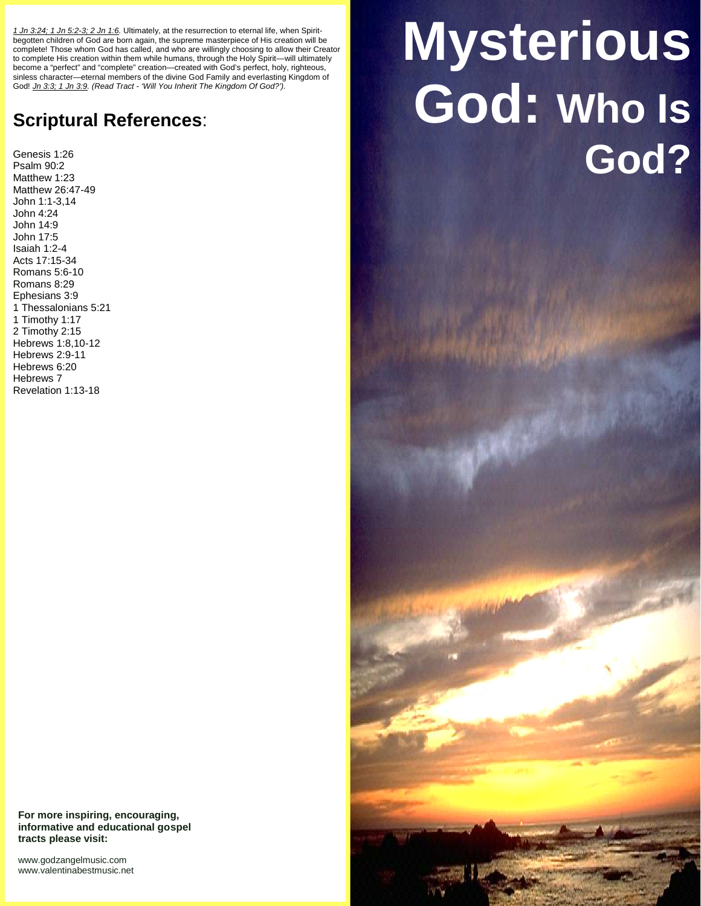*1 Jn 3:24; 1 Jn 5:2-3; 2 Jn 1:6.* Ultimately, at the resurrection to eternal life, when Spirit-begotten children of God are born again, the supreme masterpiece of His creation will be complete! Those whom God has called, and who are willingly choosing to allow their Creator to complete His creation within them while humans, through the Holy Spirit—will ultimately become a "perfect" and "complete" creation—created with God's perfect, holy, righteous, sinless character—eternal members of the divine God Family and everlasting Kingdom of God! *Jn 3:3; 1 Jn 3:9. (Read Tract - 'Will You Inherit The Kingdom Of God?').*

## **Scriptural References**:

Genesis 1:26
Psalm 90:2
Matthew 1:23
Matthew 26:47-49
John 1:1-3,14
John 4:24
John 14:9
John 17:5
Isaiah 1:2-4
Acts 17:15-34
Romans 5:6-10
Romans 8:29
Ephesians 3:9
1 Thessalonians 5:21
1 Timothy 1:17
2 Timothy 2:15
Hebrews 1:8,10-12
Hebrews 2:9-11
Hebrews 6:20
Hebrews 7
Revelation 1:13-18

**For more inspiring, encouraging, informative and educational gospel tracts please visit:**

www.godzangelmusic.com
www.valentinabestmusic.net

# Mysterious God: Who Is God?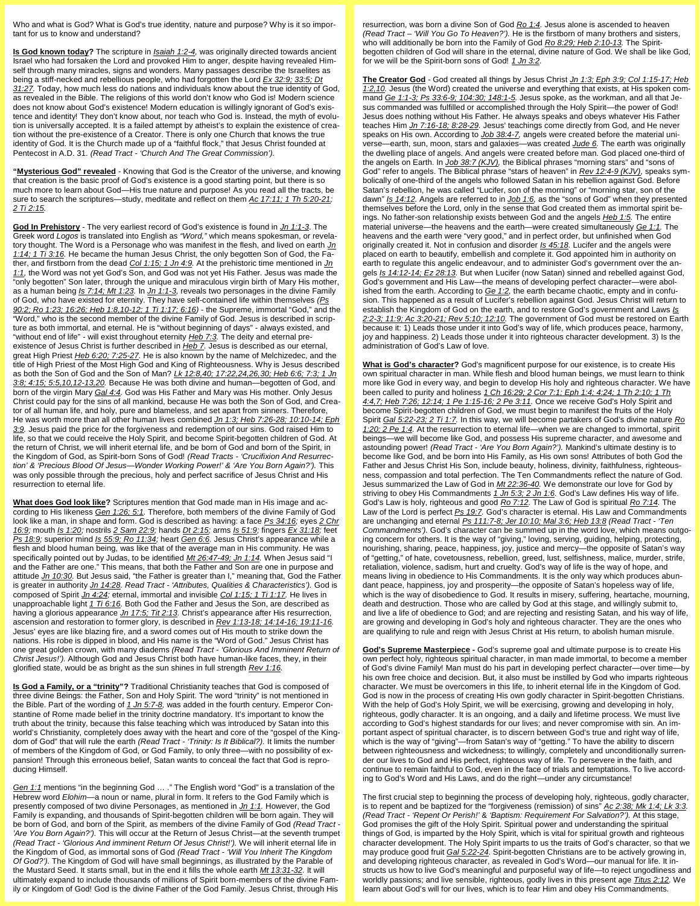Who and what is God? What is God's true identity, nature and purpose? Why is it so important for us to know and understand?

**Is God known today?** The scripture in *Isaiah 1:2-4,* was originally directed towards ancient Israel who had forsaken the Lord and provoked Him to anger, despite having revealed Himself through many miracles, signs and wonders. Many passages describe the Israelites as being a stiff-necked and rebellious people, who had forgotten the Lord *Ex 32:9; 33:5; Dt 31:27.* Today, how much less do nations and individuals know about the true identity of God, as revealed in the Bible. The religions of this world don't know who God is! Modern science does not know about God's existence! Modern education is willingly ignorant of God's existence and identity! They don't know about, nor teach who God is. Instead, the myth of evolution is universally accepted. It is a failed attempt by atheist's to explain the existence of creation without the pre-existence of a Creator. There is only one Church that knows the true identity of God. It is the Church made up of a "faithful flock," that Jesus Christ founded at Pentecost in A.D. 31. *(Read Tract - 'Church And The Great Commission').*

**"Mysterious God" revealed** - Knowing that God is the Creator of the universe, and knowing that creation is the basic proof of God's existence is a good starting point, but there is so much more to learn about God—His true nature and purpose! As you read all the tracts, be sure to search the scriptures—study, meditate and reflect on them *Ac 17:11; 1 Th 5:20-21; 2 Ti 2:15.*

**God In Prehistory** - The very earliest record of God's existence is found in *Jn 1:1-3*. The Greek word *Logos* is translated into English as *"Word,"* which means spokesman, or revelatory thought. The Word is a Personage who was manifest in the flesh, and lived on earth *Jn 1:14; 1 Ti 3:16.* He became the human Jesus Christ, the only begotten Son of God, the Father, and firstborn from the dead *Col 1:15; 1 Jn 4:9.* At the prehistoric time mentioned in *Jn 1:1,* the Word was not yet God's Son, and God was not yet His Father. Jesus was made the "only begotten" Son later, through the unique and miraculous virgin birth of Mary His mother, as a human being *Is 7:14; Mt 1:23.* In *Jn 1:1-3,* reveals two personages in the divine Family of God, who have existed for eternity. They have self-contained life within themselves *(Ps 90:2; Ro 1:23; 16:26; Heb 1:8,10-12; 1 Ti 1:17; 6:16)* - the Supreme, immortal "God," and the "Word," who is the second member of the divine Family of God. Jesus is described in scripture as both immortal, and eternal. He is "without beginning of days" - always existed, and "without end of life" - will exist throughout eternity *Heb 7:3.* The deity and eternal pre-existence of Jesus Christ is further described in *Heb 7*. Jesus is described as our eternal, great High Priest *Heb 6:20; 7:25-27*. He is also known by the name of Melchizedec, and the title of High Priest of the Most High God and King of Righteousness. Why is Jesus described as both the Son of God and the Son of Man? *Lk 12:8,40; 17:22,24,26,30; Heb 6:6; 7:3; 1 Jn 3:8; 4:15; 5:5,10,12-13,20.* Because He was both divine and human—begotten of God, and born of the virgin Mary *Gal 4:4.* God was His Father and Mary was His mother. Only Jesus Christ could pay for the sins of all mankind, because He was both the Son of God, and Creator of all human life, and holy, pure and blameless, and set apart from sinners. Therefore, He was worth more than all other human lives combined *Jn 1:3; Heb 7:26-28; 10:10-14; Eph 3:9.* Jesus paid the price for the forgiveness and redemption of our sins. God raised Him to life, so that we could receive the Holy Spirit, and become Spirit-begotten children of God. At the return of Christ, we will inherit eternal life, and be born of God and born of the Spirit, in the Kingdom of God, as Spirit-born Sons of God! *(Read Tracts - 'Crucifixion And Resurrection' & 'Precious Blood Of Jesus—Wonder Working Power!' & 'Are You Born Again?').* This was only possible through the precious, holy and perfect sacrifice of Jesus Christ and His resurrection to eternal life.

**What does God look like?** Scriptures mention that God made man in His image and according to His likeness *Gen 1:26; 5:1.* Therefore, both members of the divine Family of God look like a man, in shape and form. God is described as having: a face *Ps 34:16;* eyes *2 Chr 16:9;* mouth *Is 1:20;* nostrils *2 Sam 22:9;* hands *Dt 2:15;* arms *Is 51:9;* fingers *Ex 31:18;* feet *Ps 18:9;* superior mind *Is 55:9; Ro 11:34;* heart *Gen 6:6.* Jesus Christ's appearance while a flesh and blood human being, was like that of the average man in His community. He was specifically pointed out by Judas, to be identified *Mt 26:47-49; Jn 1:14.* When Jesus said "I and the Father are one." This means, that both the Father and Son are one in purpose and attitude *Jn 10:30.* But Jesus said, "the Father is greater than I," meaning that, God the Father is greater in authority *Jn 14:28. Read Tract - 'Attributes, Qualities & Characteristics').* God is composed of Spirit *Jn 4:24;* eternal, immortal and invisible *Col 1:15; 1 Ti 1:17.* He lives in unapproachable light *1 Ti 6:16.* Both God the Father and Jesus the Son, are described as having a glorious appearance *Jn 17:5; Tit 2:13.* Christ's appearance after His resurrection, ascension and restoration to former glory, is described in *Rev 1:13-18; 14:14-16; 19:11-16.* Jesus' eyes are like blazing fire, and a sword comes out of His mouth to strike down the nations. His robe is dipped in blood, and His name is the "Word of God." Jesus Christ has one great golden crown, with many diadems *(Read Tract - 'Glorious And Imminent Return of Christ Jesus!').* Although God and Jesus Christ both have human-like faces, they, in their glorified state, would be as bright as the sun shines in full strength *Rev 1:16.*

**Is God a Family, or a "trinity"?** Traditional Christianity teaches that God is composed of three divine Beings: the Father, Son and Holy Spirit. The word "trinity" is not mentioned in the Bible. Part of the wording of *1 Jn 5:7-8,* was added in the fourth century. Emperor Constantine of Rome made belief in the trinity doctrine mandatory. It's important to know the truth about the trinity, because this false teaching which was introduced by Satan into this world's Christianity, completely does away with the heart and core of the "gospel of the Kingdom of God" that will rule the earth *(Read Tract - 'Trinity: Is It Biblical?).* It limits the number of members of the Kingdom of God, or God Family, to only three—with no possibility of expansion! Through this erroneous belief, Satan wants to conceal the fact that God is reproducing Himself.

*Gen 1:1* mentions "in the beginning God … ." The English word "God" is a translation of the Hebrew word *Elohim*—a noun or name, plural in form. It refers to the God Family which is presently composed of two divine Personages, as mentioned in *Jn 1:1.* However, the God Family is expanding, and thousands of Spirit-begotten children will be born again. They will be born of God, and born of the Spirit, as members of the divine Family of God *(Read Tract - 'Are You Born Again?').* This will occur at the Return of Jesus Christ—at the seventh trumpet *(Read Tract - 'Glorious And imminent Return Of Jesus Christ!').* We will inherit eternal life in the Kingdom of God, as immortal sons of God *(Read Tract - 'Will You Inherit The Kingdom Of God?').* The Kingdom of God will have small beginnings, as illustrated by the Parable of the Mustard Seed. It starts small, but in the end it fills the whole earth *Mt 13:31-32.* It will ultimately expand to include thousands of millions of Spirit born-members of the divine Family or Kingdom of God! God is the divine Father of the God Family. Jesus Christ, through His resurrection, was born a divine Son of God *Ro 1:4.* Jesus alone is ascended to heaven *(Read Tract – 'Will You Go To Heaven?').* He is the firstborn of many brothers and sisters, who will additionally be born into the Family of God *Ro 8:29; Heb 2:10-13.* The Spirit-begotten children of God will share in the eternal, divine nature of God. We shall be like God, for we will be the Spirit-born sons of God! *1 Jn 3:2.*

**The Creator God** - God created all things by Jesus Christ *Jn 1:3; Eph 3:9; Col 1:15-17; Heb 1:2,10.* Jesus (the Word) created the universe and everything that exists, at His spoken command *Ge 1:1-3; Ps 33:6-9; 104:30; 148:1-5.* Jesus spoke, as the workman, and all that Jesus commanded was fulfilled or accomplished through the Holy Spirit—the power of God! Jesus does nothing without His Father. He always speaks and obeys whatever His Father teaches Him *Jn 7:16-18; 8:28-29.* Jesus' teachings come directly from God, and He never speaks on His own. According to *Job 38:4-7,* angels were created before the material universe—earth, sun, moon, stars and galaxies—was created *Jude 6.* The earth was originally the dwelling place of angels. And angels were created before man. God placed one-third of the angels on Earth. In *Job 38:7 (KJV),* the Biblical phrases "morning stars" and "sons of God" refer to angels. The Biblical phrase "stars of heaven" in *Rev 12:4-9 (KJV),* speaks symbolically of one-third of the angels who followed Satan in his rebellion against God. Before Satan's rebellion, he was called "Lucifer, son of the morning" or "morning star, son of the dawn" *Is 14:12.* Angels are referred to in *Job 1:6,* as the "sons of God" when they presented themselves before the Lord, only in the sense that God created them as immortal spirit beings. No father-son relationship exists between God and the angels *Heb 1:5.* The entire material universe—the heavens and the earth—were created simultaneously *Ge 1:1.* The heavens and the earth were "very good," and in perfect order, but unfinished when God originally created it. Not in confusion and disorder *Is 45:18.* Lucifer and the angels were placed on earth to beautify, embellish and complete it. God appointed him in authority on earth to regulate this angelic endeavour, and to administer God's government over the angels *Is 14:12-14; Ez 28:13.* But when Lucifer (now Satan) sinned and rebelled against God, God's government and His Law—the means of developing perfect character—were abolished from the earth. According to *Ge 1:2,* the earth became chaotic, empty and in confusion. This happened as a result of Lucifer's rebellion against God. Jesus Christ will return to establish the Kingdom of God on the earth, and to restore God's government and Laws *Is 2:2-3; 11:9; Ac 3:20-21; Rev 5:10; 12:10.* The government of God must be restored on Earth because it: 1) Leads those under it into God's way of life, which produces peace, harmony, joy and happiness. 2) Leads those under it into righteous character development. 3) Is the administration of God's Law of love.

**What is God's character?** God's magnificent purpose for our existence, is to create His own spiritual character in man. While flesh and blood human beings, we must learn to think more like God in every way, and begin to develop His holy and righteous character. We have been called to purity and holiness *1 Ch 16:29; 2 Cor 7:1; Eph 1:4; 4:24; 1 Th 2:10; 1 Th 4:4,7; Heb 7:26; 12:14; 1 Pe 1:15-16; 2 Pe 3:11.* Once we receive God's Holy Spirit and become Spirit-begotten children of God, we must begin to manifest the fruits of the Holy Spirit *Gal 5:22-23; 2 Ti 1:7.* In this way, we will become partakers of God's divine nature *Ro 1:20; 2 Pe 1:4.* At the resurrection to eternal life—when we are changed to immortal, spirit beings—we will become like God, and possess His supreme character, and awesome and astounding power! *(Read Tract - 'Are You Born Again?').* Mankind's ultimate destiny is to become like God, and be born into His Family, as His own sons! Attributes of both God the Father and Jesus Christ His Son, include beauty, holiness, divinity, faithfulness, righteousness, compassion and total perfection. The Ten Commandments reflect the nature of God. Jesus summarized the Law of God in *Mt 22:36-40.* We demonstrate our love for God by striving to obey His Commandments *1 Jn 5:3; 2 Jn 1:6.* God's Law defines His way of life. God's Law is holy, righteous and good *Ro 7:12.* The Law of God is spiritual *Ro 7:14.* The Law of the Lord is perfect *Ps 19:7.* God's character is eternal. His Law and Commandments are unchanging and eternal *Ps 111:7-8; Jer 10:10; Mal 3:6; Heb 13:8 (Read Tract - 'Ten Commandments').* God's character can be summed up in the word love, which means outgoing concern for others. It is the way of "giving," loving, serving, guiding, helping, protecting, nourishing, sharing, peace, happiness, joy, justice and mercy—the opposite of Satan's way of "getting," of hate, covetousness, rebellion, greed, lust, selfishness, malice, murder, strife, retaliation, violence, sadism, hurt and cruelty. God's way of life is the way of hope, and means living in obedience to His Commandments. It is the only way which produces abundant peace, happiness, joy and prosperity—the opposite of Satan's hopeless way of life, which is the way of disobedience to God. It results in misery, suffering, heartache, mourning, death and destruction. Those who are called by God at this stage, and willingly submit to, and live a life of obedience to God; and are rejecting and resisting Satan, and his way of life, are growing and developing in God's holy and righteous character. They are the ones who are qualifying to rule and reign with Jesus Christ at His return, to abolish human misrule.

**God's Supreme Masterpiece -** God's supreme goal and ultimate purpose is to create His own perfect holy, righteous spiritual character, in man made immortal, to become a member of God's divine Family! Man must do his part in developing perfect character—over time—by his own free choice and decision. But, it also must be instilled by God who imparts righteous character. We must be overcomers in this life, to inherit eternal life in the Kingdom of God. God is now in the process of creating His own godly character in Spirit-begotten Christians. With the help of God's Holy Spirit, we will be exercising, growing and developing in holy, righteous, godly character. It is an ongoing, and a daily and lifetime process. We must live according to God's highest standards for our lives; and never compromise with sin. An important aspect of spiritual character, is to discern between God's true and right way of life, which is the way of "giving"—from Satan's way of "getting." To have the ability to discern between righteousness and wickedness; to willingly, completely and unconditionally surrender our lives to God and His perfect, righteous way of life. To persevere in the faith, and continue to remain faithful to God, even in the face of trials and temptations. To live according to God's Word and His Laws, and do the right—under any circumstance!

The first crucial step to beginning the process of developing holy, righteous, godly character, is to repent and be baptized for the "forgiveness (remission) of sins" *Ac 2:38; Mk 1:4; Lk 3:3. (Read Tract - 'Repent Or Perish!' & 'Baptism: Requirement For Salvation?').* At this stage, God promises the gift of the Holy Spirit. Spiritual power and understanding the spiritual things of God, is imparted by the Holy Spirit, which is vital for spiritual growth and righteous character development. The Holy Spirit imparts to us the traits of God's character, so that we may produce good fruit *Gal 5:22-24*. Spirit-begotten Christians are to be actively growing in, and developing righteous character, as revealed in God's Word—our manual for life. It instructs us how to live God's meaningful and purposeful way of life—to reject ungodliness and worldly passions; and live sensible, righteous, godly lives in this present age *Titus 2:12.* We learn about God's will for our lives, which is to fear Him and obey His Commandments.